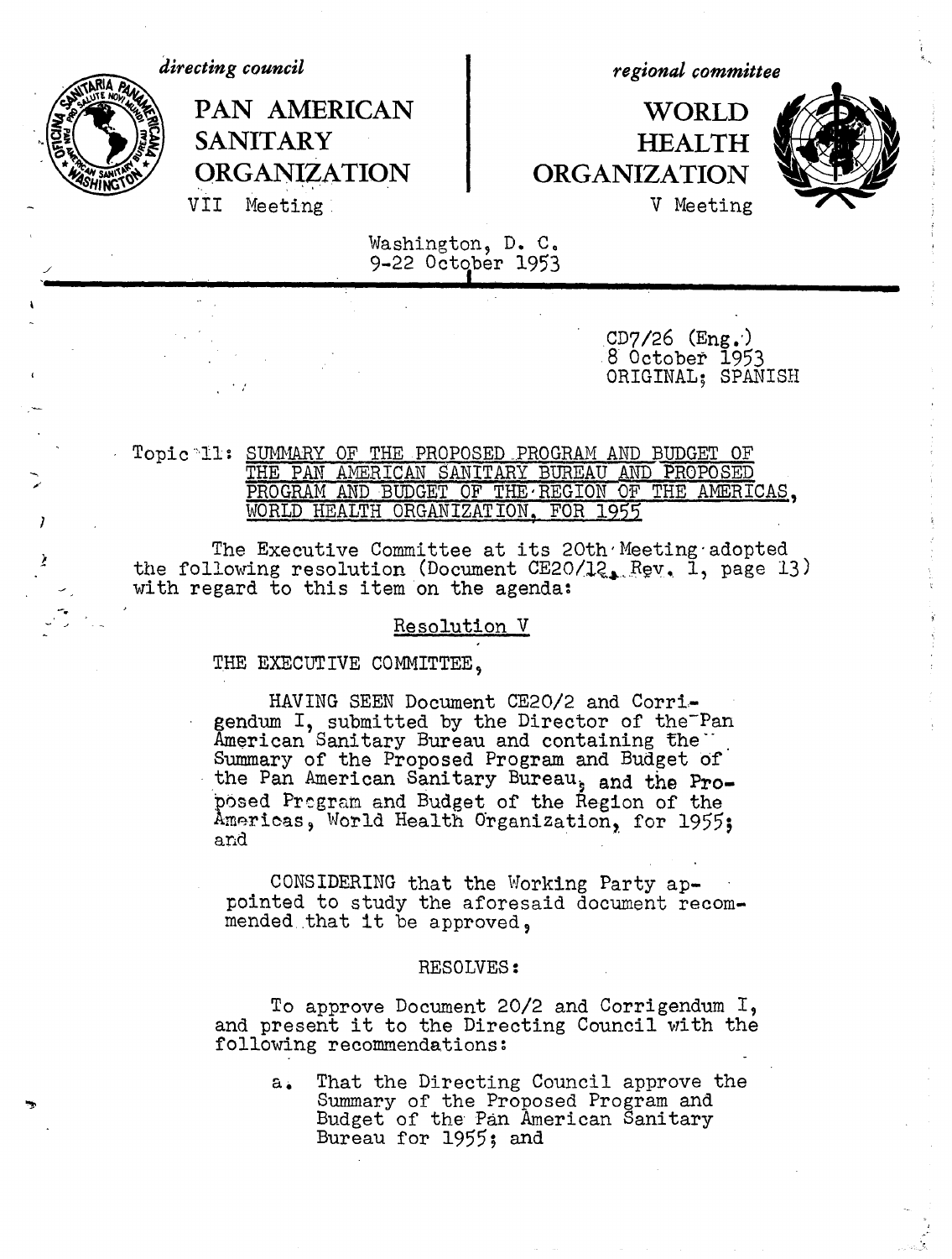*directing council*

**PAN AMERICAN SANITARY ORGANIZATION**

VII Meeting

*regional committee*

**WORLD HEALTH ORGANIZATION**

V Meeting

Washington, D. C.
9-22 October 1953

CD7/26 (Eng.)
8 October 1953
ORIGINAL: SPANISH

Topic 11: SUMMARY OF THE PROPOSED PROGRAM AND BUDGET OF THE PAN AMERICAN SANITARY BUREAU AND PROPOSED PROGRAM AND BUDGET OF THE REGION OF THE AMERICAS, WORLD HEALTH ORGANIZATION, FOR 1955

The Executive Committee at its 20th Meeting adopted the following resolution (Document CE20/12, Rev. 1, page 13) with regard to this item on the agenda:

Resolution V

THE EXECUTIVE COMMITTEE,

HAVING SEEN Document CE20/2 and Corrigendum I, submitted by the Director of the Pan American Sanitary Bureau and containing the Summary of the Proposed Program and Budget of the Pan American Sanitary Bureau, and the Proposed Program and Budget of the Region of the Americas, World Health Organization, for 1955; and

CONSIDERING that the Working Party appointed to study the aforesaid document recommended that it be approved,

RESOLVES:

To approve Document 20/2 and Corrigendum I, and present it to the Directing Council with the following recommendations:

a. That the Directing Council approve the Summary of the Proposed Program and Budget of the Pan American Sanitary Bureau for 1955; and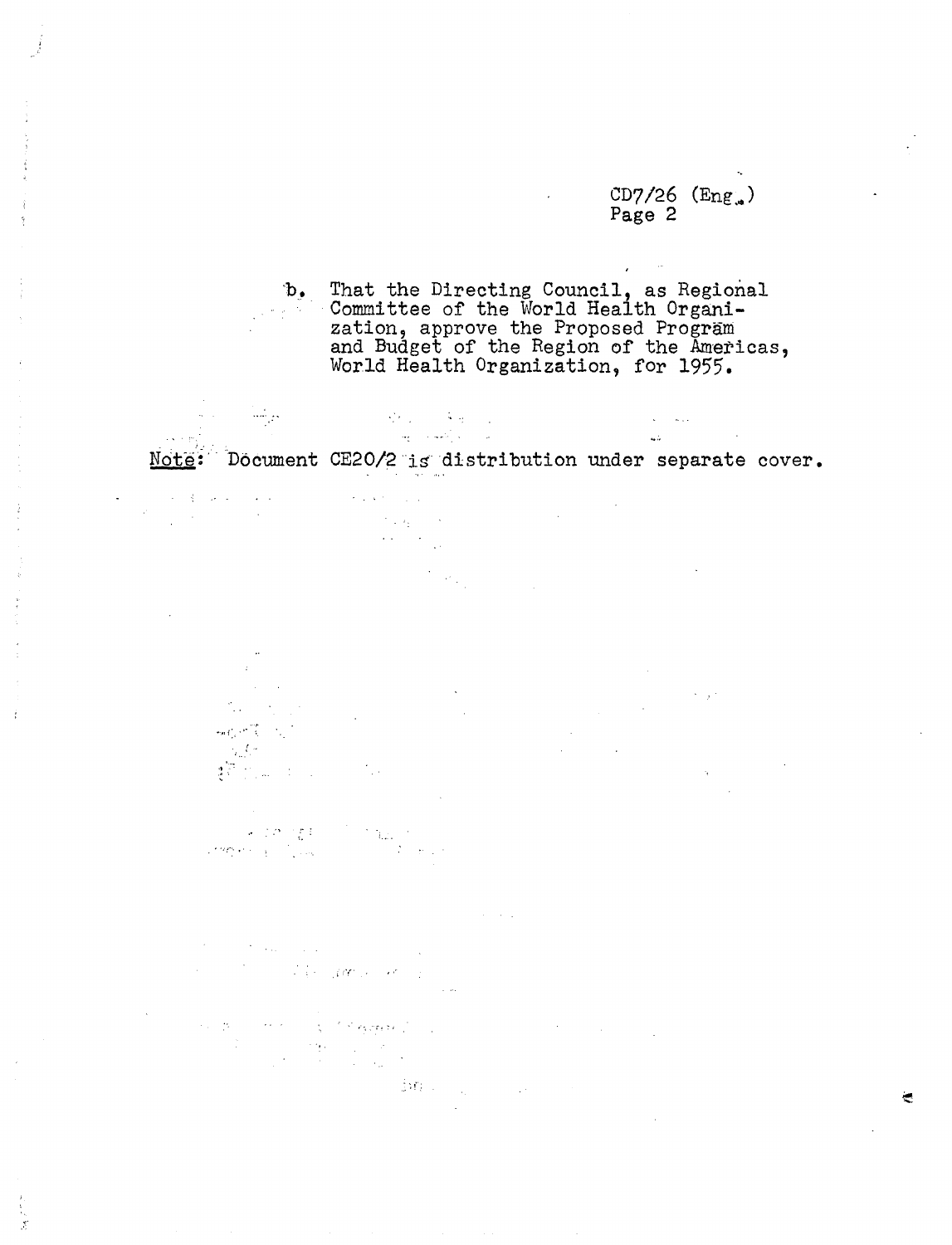b. That the Directing Council, as Regional Committee of the World Health Organization, approve the Proposed Program and Budget of the Region of the Americas, World Health Organization, for 1955.

<u>Note</u>: Document CE20/2 is distribution under separate cover.